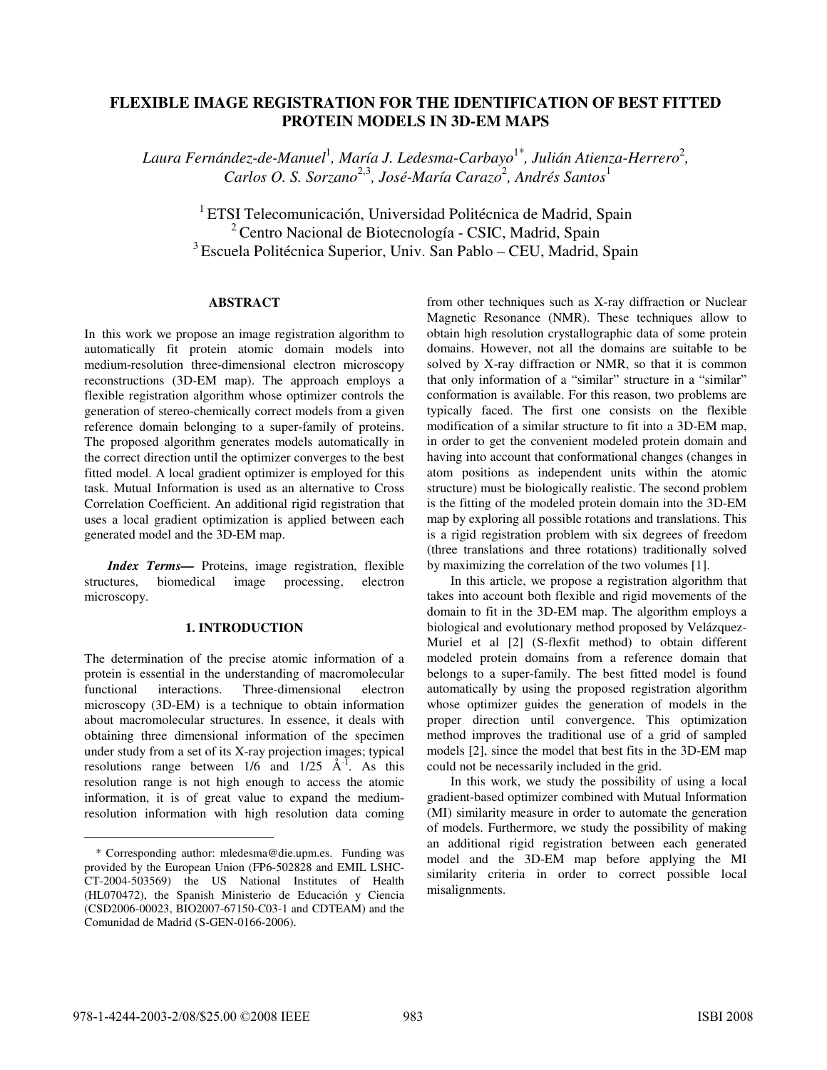# FLEXIBLE IMAGE REGISTRATION FOR THE IDENTIFICATION OF BEST FITTED PROTEIN MODELS IN 3D-EM MAPS

*Laura Fernández-de-Manuel*[1], *María J. Ledesma-Carbayo*[1*], *Julián Atienza-Herrero*[2], *Carlos O. S. Sorzano*[2,3], *José-María Carazo*[2], *Andrés Santos*[1]

[1] ETSI Telecomunicación, Universidad Politécnica de Madrid, Spain
[2] Centro Nacional de Biotecnología - CSIC, Madrid, Spain
[3] Escuela Politécnica Superior, Univ. San Pablo – CEU, Madrid, Spain

## ABSTRACT

In this work we propose an image registration algorithm to automatically fit protein atomic domain models into medium-resolution three-dimensional electron microscopy reconstructions (3D-EM map). The approach employs a flexible registration algorithm whose optimizer controls the generation of stereo-chemically correct models from a given reference domain belonging to a super-family of proteins. The proposed algorithm generates models automatically in the correct direction until the optimizer converges to the best fitted model. A local gradient optimizer is employed for this task. Mutual Information is used as an alternative to Cross Correlation Coefficient. An additional rigid registration that uses a local gradient optimization is applied between each generated model and the 3D-EM map.

***Index Terms—*** Proteins, image registration, flexible structures, biomedical image processing, electron microscopy.

## 1. INTRODUCTION

The determination of the precise atomic information of a protein is essential in the understanding of macromolecular functional interactions. Three-dimensional electron microscopy (3D-EM) is a technique to obtain information about macromolecular structures. In essence, it deals with obtaining three dimensional information of the specimen under study from a set of its X-ray projection images; typical resolutions range between 1/6 and 1/25 $Å^{-1}$. As this resolution range is not high enough to access the atomic information, it is of great value to expand the medium-resolution information with high resolution data coming from other techniques such as X-ray diffraction or Nuclear Magnetic Resonance (NMR). These techniques allow to obtain high resolution crystallographic data of some protein domains. However, not all the domains are suitable to be solved by X-ray diffraction or NMR, so that it is common that only information of a "similar" structure in a "similar" conformation is available. For this reason, two problems are typically faced. The first one consists on the flexible modification of a similar structure to fit into a 3D-EM map, in order to get the convenient modeled protein domain and having into account that conformational changes (changes in atom positions as independent units within the atomic structure) must be biologically realistic. The second problem is the fitting of the modeled protein domain into the 3D-EM map by exploring all possible rotations and translations. This is a rigid registration problem with six degrees of freedom (three translations and three rotations) traditionally solved by maximizing the correlation of the two volumes [1].

In this article, we propose a registration algorithm that takes into account both flexible and rigid movements of the domain to fit in the 3D-EM map. The algorithm employs a biological and evolutionary method proposed by Velázquez-Muriel et al [2] (S-flexfit method) to obtain different modeled protein domains from a reference domain that belongs to a super-family. The best fitted model is found automatically by using the proposed registration algorithm whose optimizer guides the generation of models in the proper direction until convergence. This optimization method improves the traditional use of a grid of sampled models [2], since the model that best fits in the 3D-EM map could not be necessarily included in the grid.

In this work, we study the possibility of using a local gradient-based optimizer combined with Mutual Information (MI) similarity measure in order to automate the generation of models. Furthermore, we study the possibility of making an additional rigid registration between each generated model and the 3D-EM map before applying the MI similarity criteria in order to correct possible local misalignments.

---

\* Corresponding author: mledesma@die.upm.es. Funding was provided by the European Union (FP6-502828 and EMIL LSHC-CT-2004-503569) the US National Institutes of Health (HL070472), the Spanish Ministerio de Educación y Ciencia (CSD2006-00023, BIO2007-67150-C03-1 and CDTEAM) and the Comunidad de Madrid (S-GEN-0166-2006).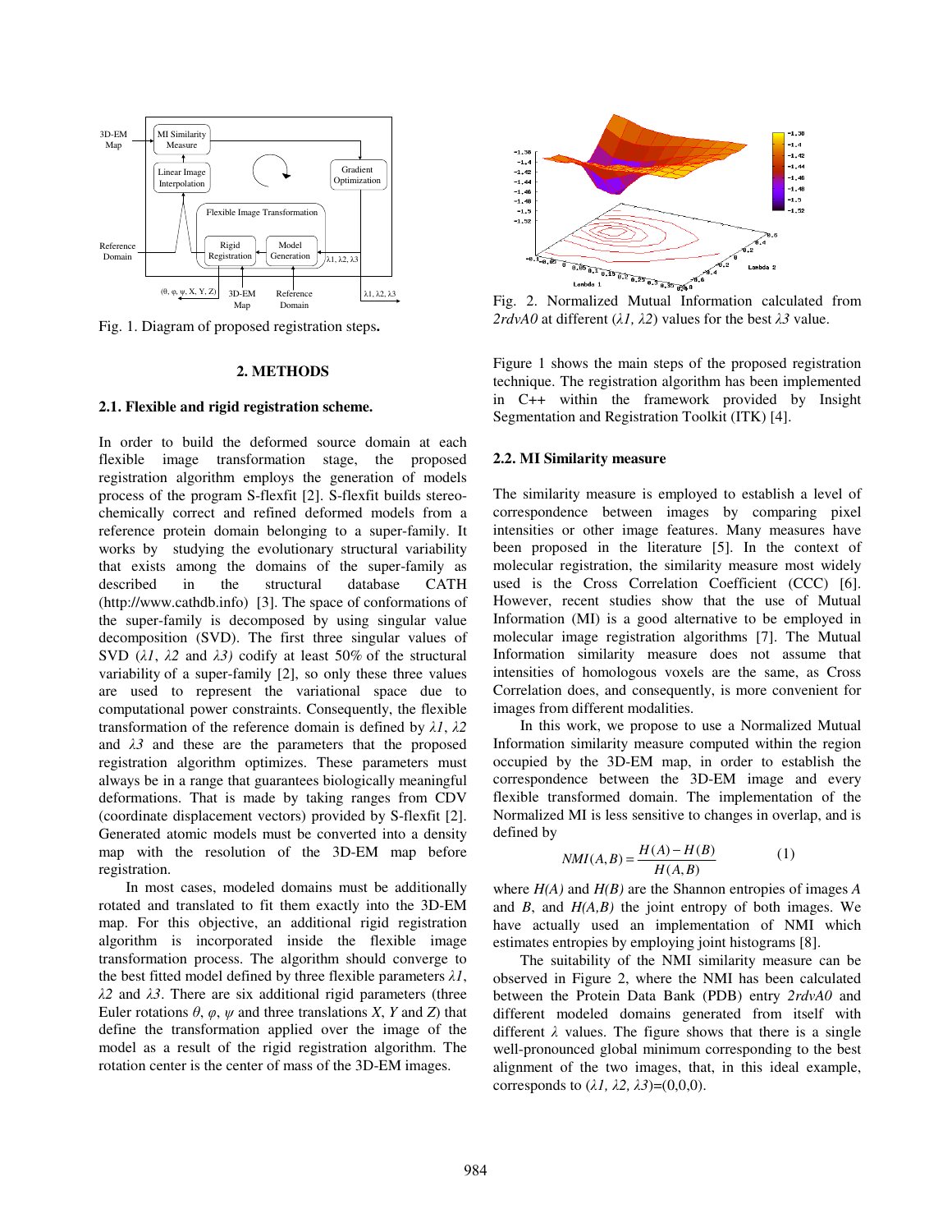Fig. 1. Diagram of proposed registration steps.

Fig. 2. Normalized Mutual Information calculated from *2rdvA0* at different ($\lambda 1$, $\lambda 2$) values for the best $\lambda 3$ value.

## 2. METHODS

### 2.1. Flexible and rigid registration scheme.

In order to build the deformed source domain at each flexible image transformation stage, the proposed registration algorithm employs the generation of models process of the program S-flexfit [2]. S-flexfit builds stereo-chemically correct and refined deformed models from a reference protein domain belonging to a super-family. It works by studying the evolutionary structural variability that exists among the domains of the super-family as described in the structural database CATH (http://www.cathdb.info) [3]. The space of conformations of the super-family is decomposed by using singular value decomposition (SVD). The first three singular values of SVD ($\lambda 1$, $\lambda 2$ and $\lambda 3$) codify at least 50% of the structural variability of a super-family [2], so only these three values are used to represent the variational space due to computational power constraints. Consequently, the flexible transformation of the reference domain is defined by $\lambda 1$, $\lambda 2$ and $\lambda 3$ and these are the parameters that the proposed registration algorithm optimizes. These parameters must always be in a range that guarantees biologically meaningful deformations. That is made by taking ranges from CDV (coordinate displacement vectors) provided by S-flexfit [2]. Generated atomic models must be converted into a density map with the resolution of the 3D-EM map before registration.

In most cases, modeled domains must be additionally rotated and translated to fit them exactly into the 3D-EM map. For this objective, an additional rigid registration algorithm is incorporated inside the flexible image transformation process. The algorithm should converge to the best fitted model defined by three flexible parameters $\lambda 1$, $\lambda 2$ and $\lambda 3$. There are six additional rigid parameters (three Euler rotations $\theta$, $\varphi$, $\psi$ and three translations $X$, $Y$ and $Z$) that define the transformation applied over the image of the model as a result of the rigid registration algorithm. The rotation center is the center of mass of the 3D-EM images.

Figure 1 shows the main steps of the proposed registration technique. The registration algorithm has been implemented in C++ within the framework provided by Insight Segmentation and Registration Toolkit (ITK) [4].

### 2.2. MI Similarity measure

The similarity measure is employed to establish a level of correspondence between images by comparing pixel intensities or other image features. Many measures have been proposed in the literature [5]. In the context of molecular registration, the similarity measure most widely used is the Cross Correlation Coefficient (CCC) [6]. However, recent studies show that the use of Mutual Information (MI) is a good alternative to be employed in molecular image registration algorithms [7]. The Mutual Information similarity measure does not assume that intensities of homologous voxels are the same, as Cross Correlation does, and consequently, is more convenient for images from different modalities.

In this work, we propose to use a Normalized Mutual Information similarity measure computed within the region occupied by the 3D-EM map, in order to establish the correspondence between the 3D-EM image and every flexible transformed domain. The implementation of the Normalized MI is less sensitive to changes in overlap, and is defined by

$$NMI(A,B) = \frac{H(A) - H(B)}{H(A,B)} \qquad (1)$$

where $H(A)$ and $H(B)$ are the Shannon entropies of images $A$ and $B$, and $H(A,B)$ the joint entropy of both images. We have actually used an implementation of NMI which estimates entropies by employing joint histograms [8].

The suitability of the NMI similarity measure can be observed in Figure 2, where the NMI has been calculated between the Protein Data Bank (PDB) entry *2rdvA0* and different modeled domains generated from itself with different $\lambda$ values. The figure shows that there is a single well-pronounced global minimum corresponding to the best alignment of the two images, that, in this ideal example, corresponds to ($\lambda 1$, $\lambda 2$, $\lambda 3$)=(0,0,0).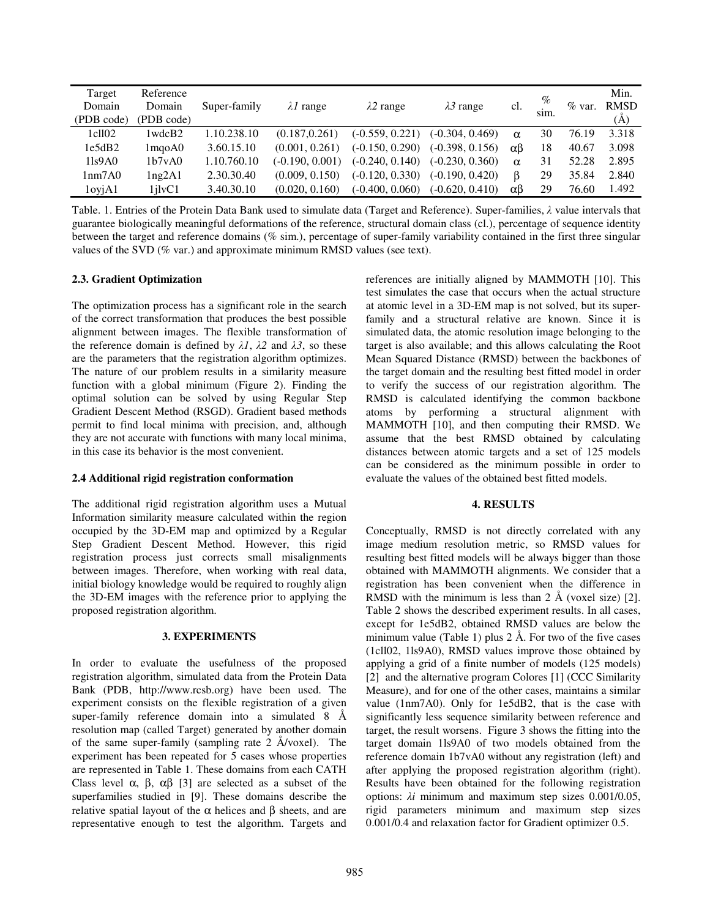| Target Domain (PDB code) | Reference Domain (PDB code) | Super-family | *λ1* range | *λ2* range | *λ3* range | cl. | % sim. | % var. | Min. RMSD (Å) |
|---|---|---|---|---|---|---|---|---|---|
| 1cll02 | 1wdcB2 | 1.10.238.10 | (0.187,0.261) | (-0.559, 0.221) | (-0.304, 0.469) | α | 30 | 76.19 | 3.318 |
| 1e5dB2 | 1mqoA0 | 3.60.15.10 | (0.001, 0.261) | (-0.150, 0.290) | (-0.398, 0.156) | αβ | 18 | 40.67 | 3.098 |
| 1ls9A0 | 1b7vA0 | 1.10.760.10 | (-0.190, 0.001) | (-0.240, 0.140) | (-0.230, 0.360) | α | 31 | 52.28 | 2.895 |
| 1nm7A0 | 1ng2A1 | 2.30.30.40 | (0.009, 0.150) | (-0.120, 0.330) | (-0.190, 0.420) | β | 29 | 35.84 | 2.840 |
| 1oyjA1 | 1jlvC1 | 3.40.30.10 | (0.020, 0.160) | (-0.400, 0.060) | (-0.620, 0.410) | αβ | 29 | 76.60 | 1.492 |

Table. 1. Entries of the Protein Data Bank used to simulate data (Target and Reference). Super-families, *λ* value intervals that guarantee biologically meaningful deformations of the reference, structural domain class (cl.), percentage of sequence identity between the target and reference domains (% sim.), percentage of super-family variability contained in the first three singular values of the SVD (% var.) and approximate minimum RMSD values (see text).

### 2.3. Gradient Optimization

The optimization process has a significant role in the search of the correct transformation that produces the best possible alignment between images. The flexible transformation of the reference domain is defined by *λ1*, *λ2* and *λ3*, so these are the parameters that the registration algorithm optimizes. The nature of our problem results in a similarity measure function with a global minimum (Figure 2). Finding the optimal solution can be solved by using Regular Step Gradient Descent Method (RSGD). Gradient based methods permit to find local minima with precision, and, although they are not accurate with functions with many local minima, in this case its behavior is the most convenient.

### 2.4 Additional rigid registration conformation

The additional rigid registration algorithm uses a Mutual Information similarity measure calculated within the region occupied by the 3D-EM map and optimized by a Regular Step Gradient Descent Method. However, this rigid registration process just corrects small misalignments between images. Therefore, when working with real data, initial biology knowledge would be required to roughly align the 3D-EM images with the reference prior to applying the proposed registration algorithm.

## 3. EXPERIMENTS

In order to evaluate the usefulness of the proposed registration algorithm, simulated data from the Protein Data Bank (PDB, http://www.rcsb.org) have been used. The experiment consists on the flexible registration of a given super-family reference domain into a simulated 8 Å resolution map (called Target) generated by another domain of the same super-family (sampling rate 2 Å/voxel). The experiment has been repeated for 5 cases whose properties are represented in Table 1. These domains from each CATH Class level α, β, αβ [3] are selected as a subset of the superfamilies studied in [9]. These domains describe the relative spatial layout of the α helices and β sheets, and are representative enough to test the algorithm. Targets and references are initially aligned by MAMMOTH [10]. This test simulates the case that occurs when the actual structure at atomic level in a 3D-EM map is not solved, but its super-family and a structural relative are known. Since it is simulated data, the atomic resolution image belonging to the target is also available; and this allows calculating the Root Mean Squared Distance (RMSD) between the backbones of the target domain and the resulting best fitted model in order to verify the success of our registration algorithm. The RMSD is calculated identifying the common backbone atoms by performing a structural alignment with MAMMOTH [10], and then computing their RMSD. We assume that the best RMSD obtained by calculating distances between atomic targets and a set of 125 models can be considered as the minimum possible in order to evaluate the values of the obtained best fitted models.

## 4. RESULTS

Conceptually, RMSD is not directly correlated with any image medium resolution metric, so RMSD values for resulting best fitted models will be always bigger than those obtained with MAMMOTH alignments. We consider that a registration has been convenient when the difference in RMSD with the minimum is less than 2 Å (voxel size) [2]. Table 2 shows the described experiment results. In all cases, except for 1e5dB2, obtained RMSD values are below the minimum value (Table 1) plus 2 Å. For two of the five cases (1cll02, 1ls9A0), RMSD values improve those obtained by applying a grid of a finite number of models (125 models) [2] and the alternative program Colores [1] (CCC Similarity Measure), and for one of the other cases, maintains a similar value (1nm7A0). Only for 1e5dB2, that is the case with significantly less sequence similarity between reference and target, the result worsens. Figure 3 shows the fitting into the target domain 1ls9A0 of two models obtained from the reference domain 1b7vA0 without any registration (left) and after applying the proposed registration algorithm (right). Results have been obtained for the following registration options: *λi* minimum and maximum step sizes 0.001/0.05, rigid parameters minimum and maximum step sizes 0.001/0.4 and relaxation factor for Gradient optimizer 0.5.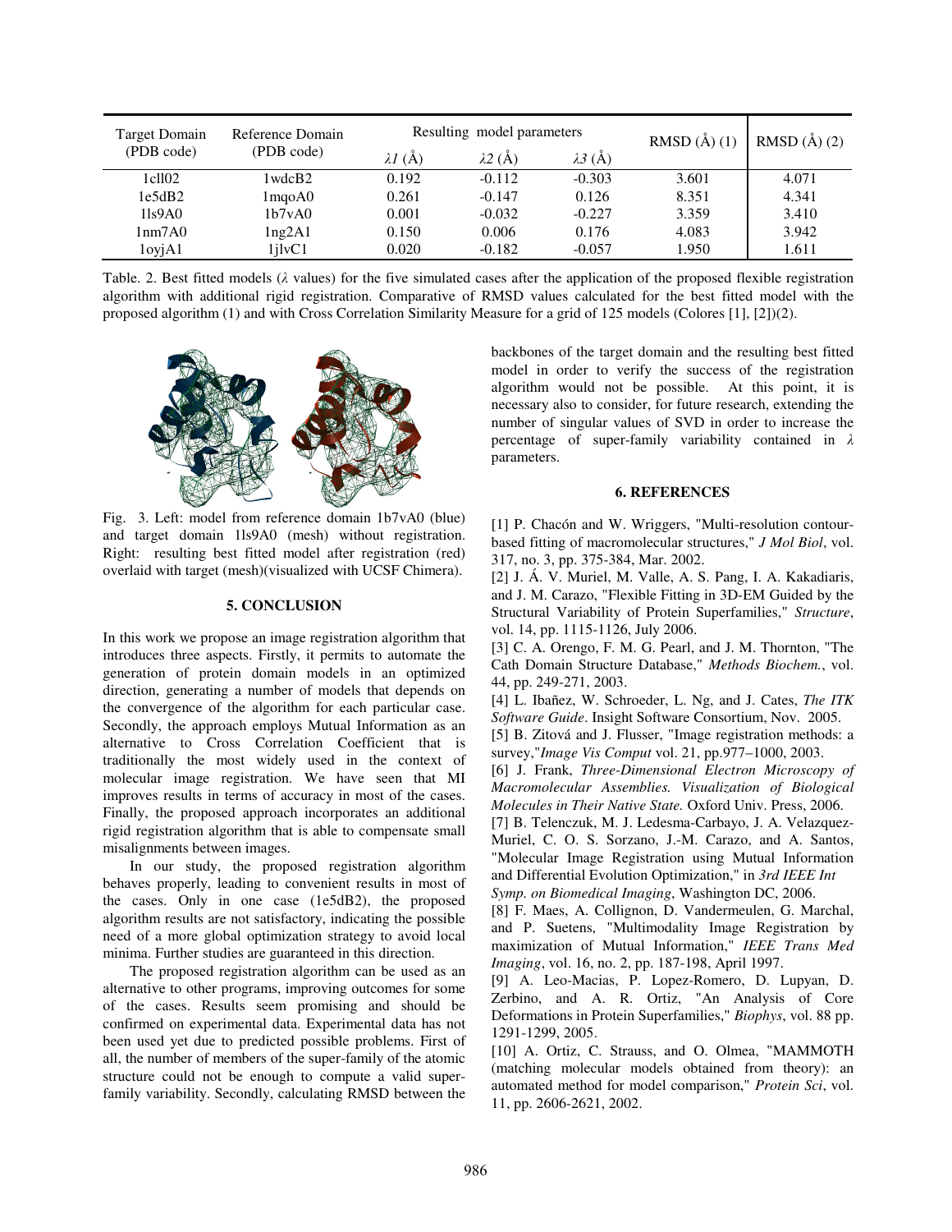| Target Domain (PDB code) | Reference Domain (PDB code) | Resulting model parameters | | | RMSD (Å) (1) | RMSD (Å) (2) |
|---|---|---|---|---|---|---|
| | | $\lambda 1$ (Å) | $\lambda 2$ (Å) | $\lambda 3$ (Å) | | |
| 1cll02 | 1wdcB2 | 0.192 | -0.112 | -0.303 | 3.601 | 4.071 |
| 1e5dB2 | 1mqoA0 | 0.261 | -0.147 | 0.126 | 8.351 | 4.341 |
| 1ls9A0 | 1b7vA0 | 0.001 | -0.032 | -0.227 | 3.359 | 3.410 |
| 1nm7A0 | 1ng2A1 | 0.150 | 0.006 | 0.176 | 4.083 | 3.942 |
| 1oyjA1 | 1jlvC1 | 0.020 | -0.182 | -0.057 | 1.950 | 1.611 |

Table. 2. Best fitted models ($\lambda$ values) for the five simulated cases after the application of the proposed flexible registration algorithm with additional rigid registration. Comparative of RMSD values calculated for the best fitted model with the proposed algorithm (1) and with Cross Correlation Similarity Measure for a grid of 125 models (Colores [1], [2])(2).

Fig. 3. Left: model from reference domain 1b7vA0 (blue) and target domain 1ls9A0 (mesh) without registration. Right: resulting best fitted model after registration (red) overlaid with target (mesh)(visualized with UCSF Chimera).

## 5. CONCLUSION

In this work we propose an image registration algorithm that introduces three aspects. Firstly, it permits to automate the generation of protein domain models in an optimized direction, generating a number of models that depends on the convergence of the algorithm for each particular case. Secondly, the approach employs Mutual Information as an alternative to Cross Correlation Coefficient that is traditionally the most widely used in the context of molecular image registration. We have seen that MI improves results in terms of accuracy in most of the cases. Finally, the proposed approach incorporates an additional rigid registration algorithm that is able to compensate small misalignments between images.

In our study, the proposed registration algorithm behaves properly, leading to convenient results in most of the cases. Only in one case (1e5dB2), the proposed algorithm results are not satisfactory, indicating the possible need of a more global optimization strategy to avoid local minima. Further studies are guaranteed in this direction.

The proposed registration algorithm can be used as an alternative to other programs, improving outcomes for some of the cases. Results seem promising and should be confirmed on experimental data. Experimental data has not been used yet due to predicted possible problems. First of all, the number of members of the super-family of the atomic structure could not be enough to compute a valid super-family variability. Secondly, calculating RMSD between the backbones of the target domain and the resulting best fitted model in order to verify the success of the registration algorithm would not be possible. At this point, it is necessary also to consider, for future research, extending the number of singular values of SVD in order to increase the percentage of super-family variability contained in $\lambda$ parameters.

## 6. REFERENCES

[1] P. Chacón and W. Wriggers, "Multi-resolution contour-based fitting of macromolecular structures," *J Mol Biol*, vol. 317, no. 3, pp. 375-384, Mar. 2002.

[2] J. Á. V. Muriel, M. Valle, A. S. Pang, I. A. Kakadiaris, and J. M. Carazo, "Flexible Fitting in 3D-EM Guided by the Structural Variability of Protein Superfamilies," *Structure*, vol. 14, pp. 1115-1126, July 2006.

[3] C. A. Orengo, F. M. G. Pearl, and J. M. Thornton, "The Cath Domain Structure Database," *Methods Biochem.*, vol. 44, pp. 249-271, 2003.

[4] L. Ibañez, W. Schroeder, L. Ng, and J. Cates, *The ITK Software Guide*. Insight Software Consortium, Nov. 2005.

[5] B. Zitová and J. Flusser, "Image registration methods: a survey,"*Image Vis Comput* vol. 21, pp.977–1000, 2003.

[6] J. Frank, *Three-Dimensional Electron Microscopy of Macromolecular Assemblies. Visualization of Biological Molecules in Their Native State.* Oxford Univ. Press, 2006.

[7] B. Telenczuk, M. J. Ledesma-Carbayo, J. A. Velazquez-Muriel, C. O. S. Sorzano, J.-M. Carazo, and A. Santos, "Molecular Image Registration using Mutual Information and Differential Evolution Optimization," in *3rd IEEE Int Symp. on Biomedical Imaging*, Washington DC, 2006.

[8] F. Maes, A. Collignon, D. Vandermeulen, G. Marchal, and P. Suetens, "Multimodality Image Registration by maximization of Mutual Information," *IEEE Trans Med Imaging*, vol. 16, no. 2, pp. 187-198, April 1997.

[9] A. Leo-Macias, P. Lopez-Romero, D. Lupyan, D. Zerbino, and A. R. Ortiz, "An Analysis of Core Deformations in Protein Superfamilies," *Biophys*, vol. 88 pp. 1291-1299, 2005.

[10] A. Ortiz, C. Strauss, and O. Olmea, "MAMMOTH (matching molecular models obtained from theory): an automated method for model comparison," *Protein Sci*, vol. 11, pp. 2606-2621, 2002.